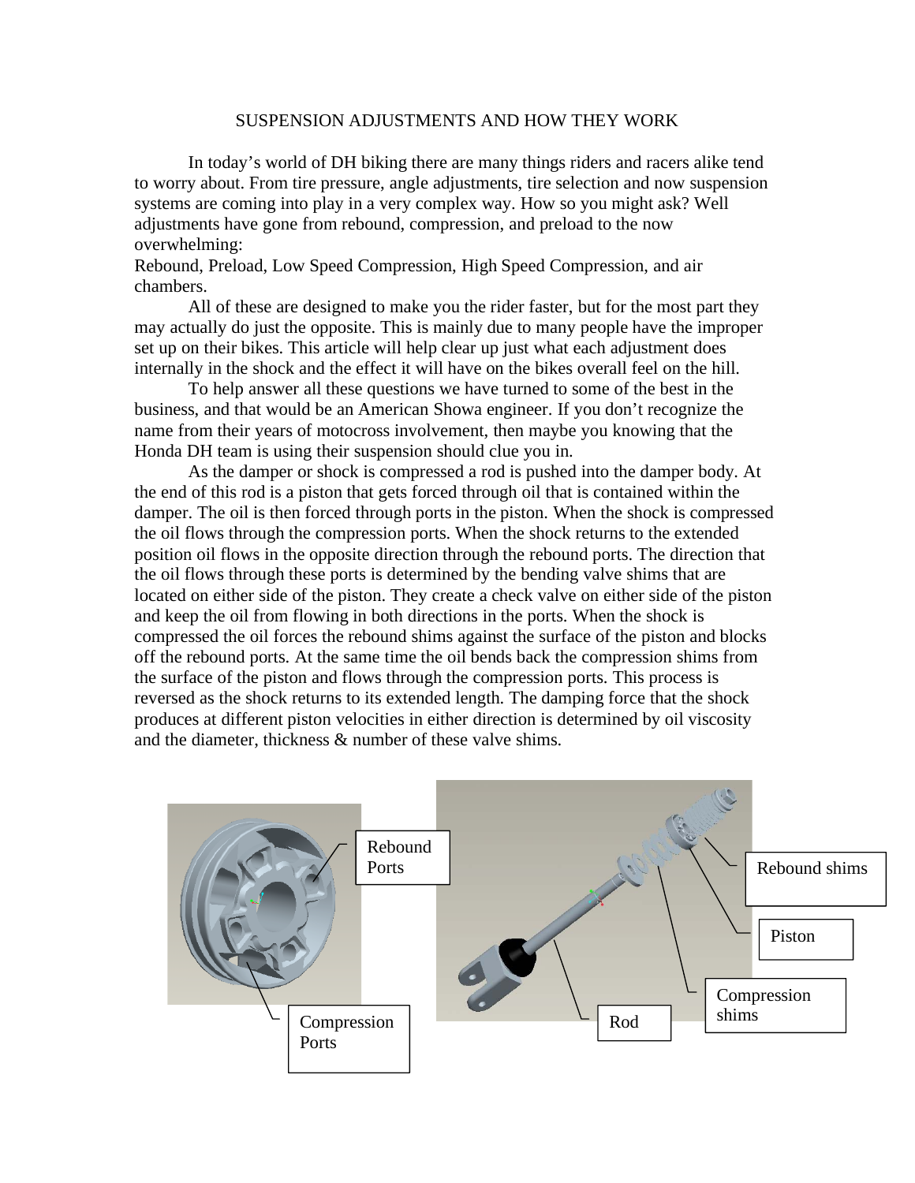# SUSPENSION ADJUSTMENTS AND HOW THEY WORK

In today's world of DH biking there are many things riders and racers alike tend to worry about. From tire pressure, angle adjustments, tire selection and now suspension systems are coming into play in a very complex way. How so you might ask? Well adjustments have gone from rebound, compression, and preload to the now overwhelming:
Rebound, Preload, Low Speed Compression, High Speed Compression, and air chambers.

All of these are designed to make you the rider faster, but for the most part they may actually do just the opposite. This is mainly due to many people have the improper set up on their bikes. This article will help clear up just what each adjustment does internally in the shock and the effect it will have on the bikes overall feel on the hill.

To help answer all these questions we have turned to some of the best in the business, and that would be an American Showa engineer. If you don't recognize the name from their years of motocross involvement, then maybe you knowing that the Honda DH team is using their suspension should clue you in.

As the damper or shock is compressed a rod is pushed into the damper body. At the end of this rod is a piston that gets forced through oil that is contained within the damper. The oil is then forced through ports in the piston. When the shock is compressed the oil flows through the compression ports. When the shock returns to the extended position oil flows in the opposite direction through the rebound ports. The direction that the oil flows through these ports is determined by the bending valve shims that are located on either side of the piston. They create a check valve on either side of the piston and keep the oil from flowing in both directions in the ports. When the shock is compressed the oil forces the rebound shims against the surface of the piston and blocks off the rebound ports. At the same time the oil bends back the compression shims from the surface of the piston and flows through the compression ports. This process is reversed as the shock returns to its extended length. The damping force that the shock produces at different piston velocities in either direction is determined by oil viscosity and the diameter, thickness & number of these valve shims.

Rebound Ports

Compression Ports

Rebound shims

Piston

Compression shims

Rod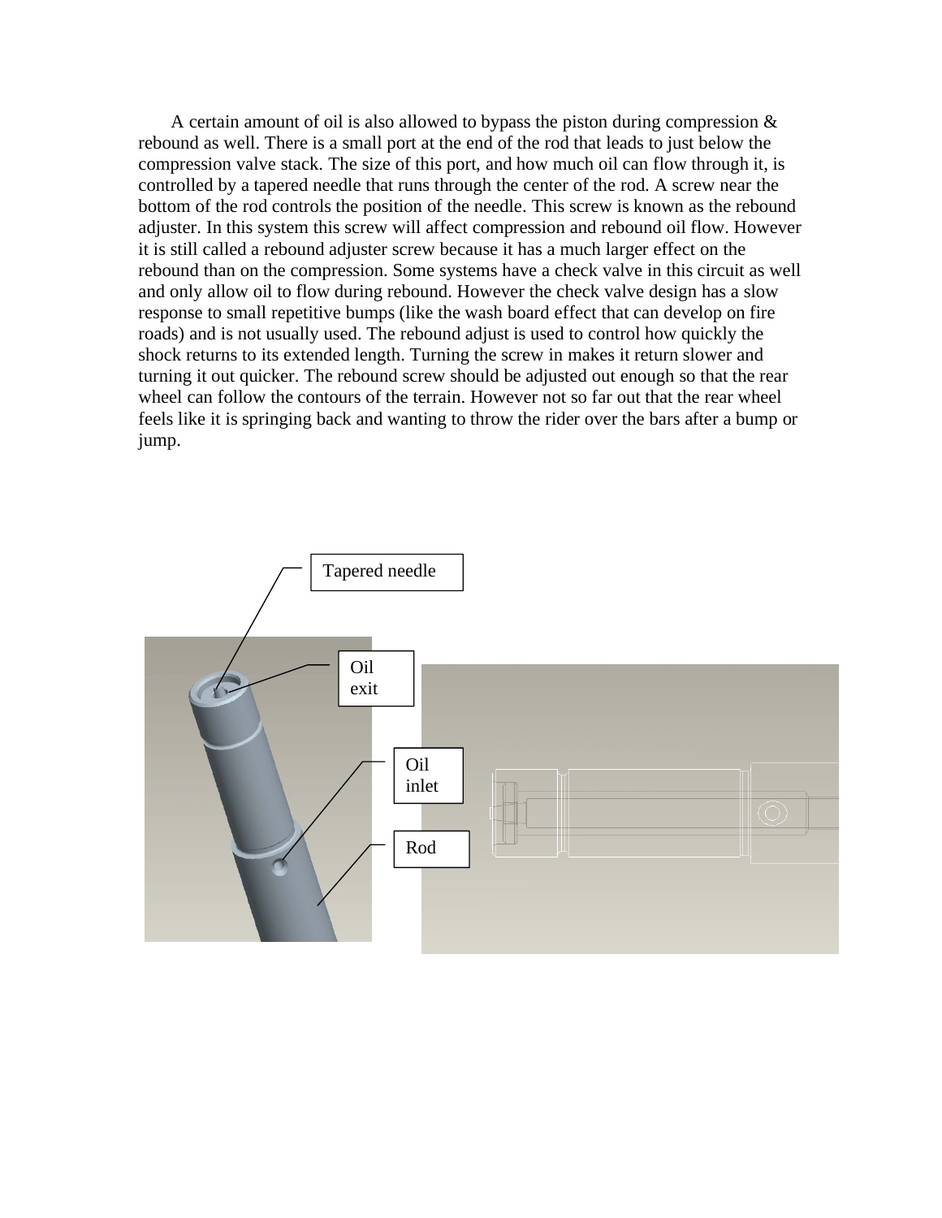A certain amount of oil is also allowed to bypass the piston during compression & rebound as well. There is a small port at the end of the rod that leads to just below the compression valve stack. The size of this port, and how much oil can flow through it, is controlled by a tapered needle that runs through the center of the rod. A screw near the bottom of the rod controls the position of the needle. This screw is known as the rebound adjuster. In this system this screw will affect compression and rebound oil flow. However it is still called a rebound adjuster screw because it has a much larger effect on the rebound than on the compression. Some systems have a check valve in this circuit as well and only allow oil to flow during rebound. However the check valve design has a slow response to small repetitive bumps (like the wash board effect that can develop on fire roads) and is not usually used. The rebound adjust is used to control how quickly the shock returns to its extended length. Turning the screw in makes it return slower and turning it out quicker. The rebound screw should be adjusted out enough so that the rear wheel can follow the contours of the terrain. However not so far out that the rear wheel feels like it is springing back and wanting to throw the rider over the bars after a bump or jump.

Tapered needle

Oil exit

Oil inlet

Rod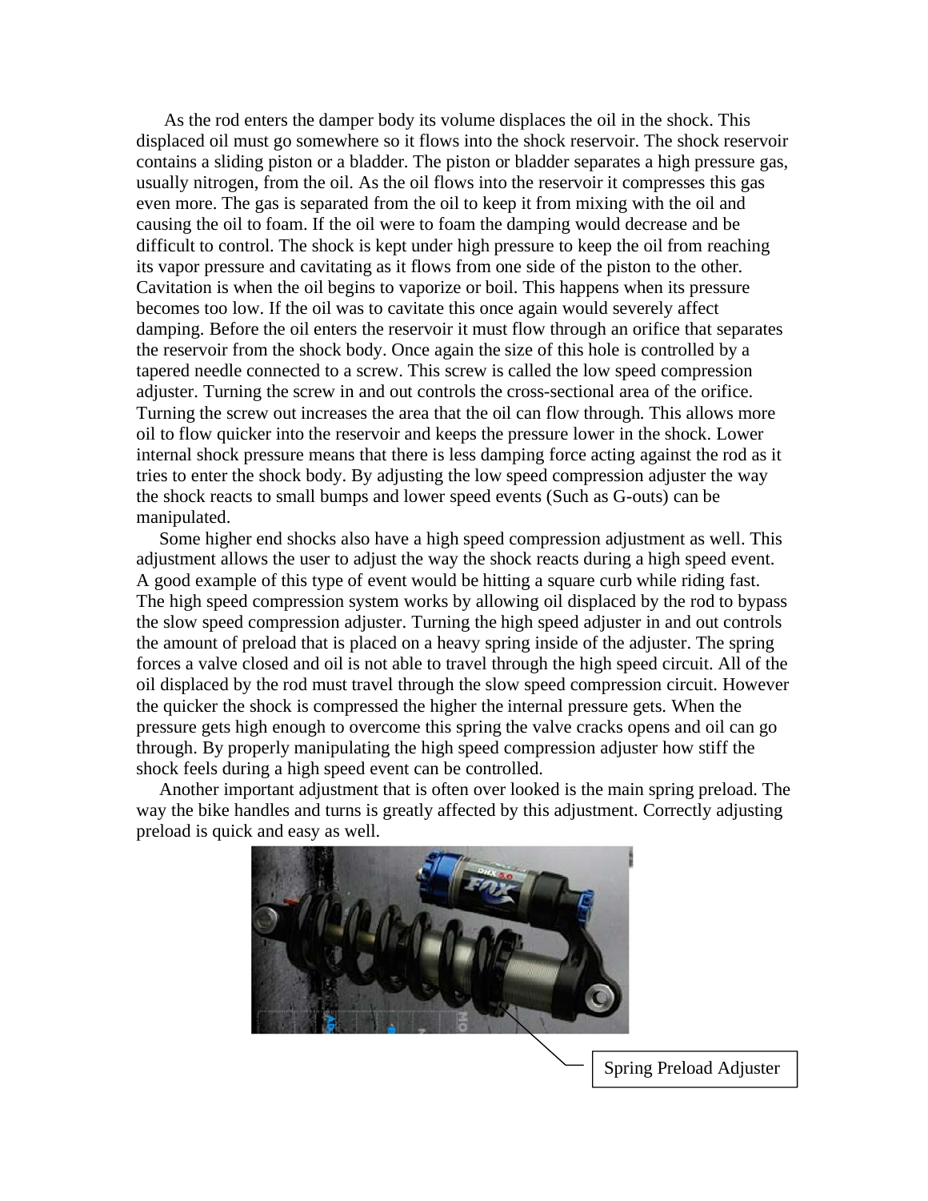As the rod enters the damper body its volume displaces the oil in the shock. This displaced oil must go somewhere so it flows into the shock reservoir. The shock reservoir contains a sliding piston or a bladder. The piston or bladder separates a high pressure gas, usually nitrogen, from the oil. As the oil flows into the reservoir it compresses this gas even more. The gas is separated from the oil to keep it from mixing with the oil and causing the oil to foam. If the oil were to foam the damping would decrease and be difficult to control. The shock is kept under high pressure to keep the oil from reaching its vapor pressure and cavitating as it flows from one side of the piston to the other. Cavitation is when the oil begins to vaporize or boil. This happens when its pressure becomes too low. If the oil was to cavitate this once again would severely affect damping. Before the oil enters the reservoir it must flow through an orifice that separates the reservoir from the shock body. Once again the size of this hole is controlled by a tapered needle connected to a screw. This screw is called the low speed compression adjuster. Turning the screw in and out controls the cross-sectional area of the orifice. Turning the screw out increases the area that the oil can flow through. This allows more oil to flow quicker into the reservoir and keeps the pressure lower in the shock. Lower internal shock pressure means that there is less damping force acting against the rod as it tries to enter the shock body. By adjusting the low speed compression adjuster the way the shock reacts to small bumps and lower speed events (Such as G-outs) can be manipulated.

Some higher end shocks also have a high speed compression adjustment as well. This adjustment allows the user to adjust the way the shock reacts during a high speed event. A good example of this type of event would be hitting a square curb while riding fast. The high speed compression system works by allowing oil displaced by the rod to bypass the slow speed compression adjuster. Turning the high speed adjuster in and out controls the amount of preload that is placed on a heavy spring inside of the adjuster. The spring forces a valve closed and oil is not able to travel through the high speed circuit. All of the oil displaced by the rod must travel through the slow speed compression circuit. However the quicker the shock is compressed the higher the internal pressure gets. When the pressure gets high enough to overcome this spring the valve cracks opens and oil can go through. By properly manipulating the high speed compression adjuster how stiff the shock feels during a high speed event can be controlled.

Another important adjustment that is often over looked is the main spring preload. The way the bike handles and turns is greatly affected by this adjustment. Correctly adjusting preload is quick and easy as well.

Spring Preload Adjuster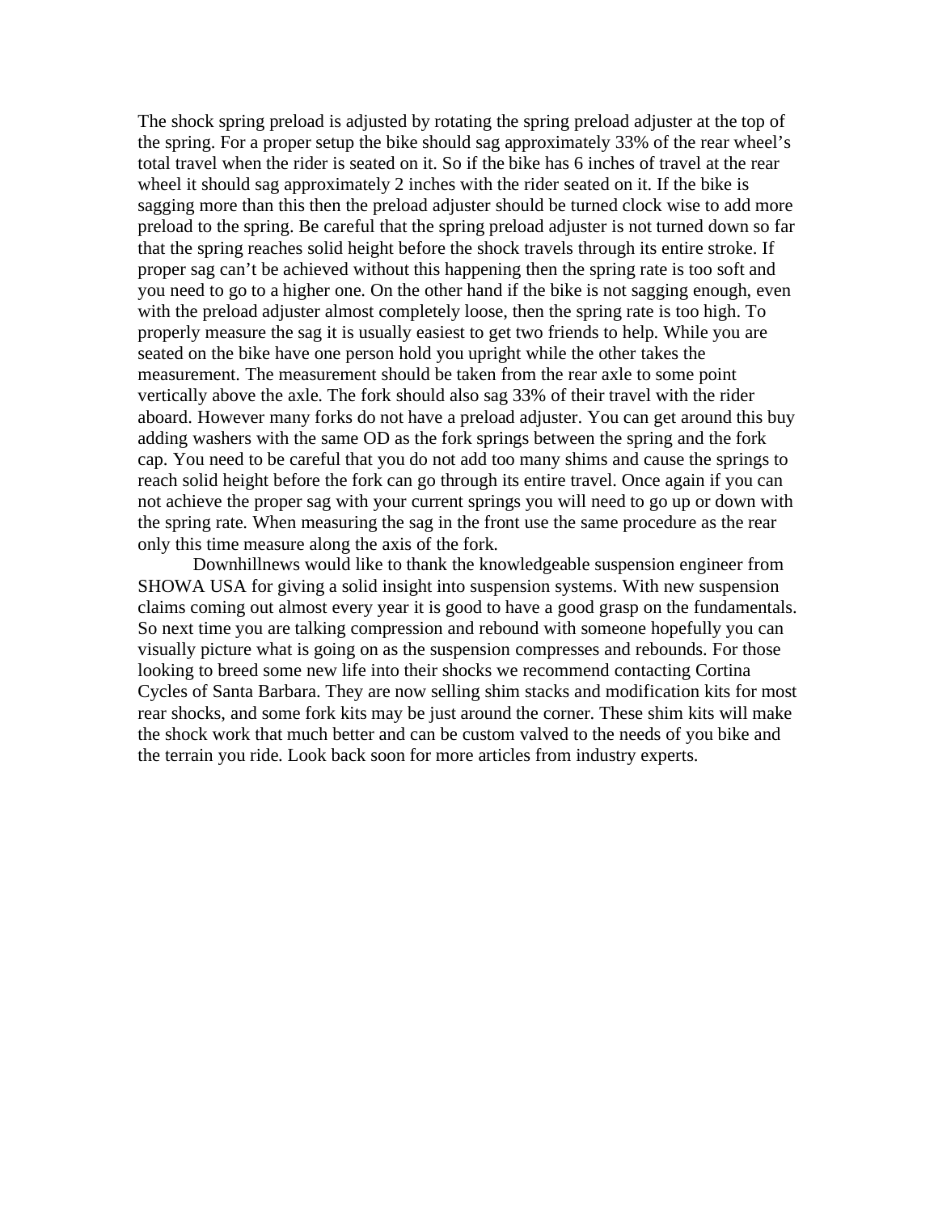The shock spring preload is adjusted by rotating the spring preload adjuster at the top of the spring. For a proper setup the bike should sag approximately 33% of the rear wheel's total travel when the rider is seated on it. So if the bike has 6 inches of travel at the rear wheel it should sag approximately 2 inches with the rider seated on it. If the bike is sagging more than this then the preload adjuster should be turned clock wise to add more preload to the spring. Be careful that the spring preload adjuster is not turned down so far that the spring reaches solid height before the shock travels through its entire stroke. If proper sag can't be achieved without this happening then the spring rate is too soft and you need to go to a higher one. On the other hand if the bike is not sagging enough, even with the preload adjuster almost completely loose, then the spring rate is too high. To properly measure the sag it is usually easiest to get two friends to help. While you are seated on the bike have one person hold you upright while the other takes the measurement. The measurement should be taken from the rear axle to some point vertically above the axle. The fork should also sag 33% of their travel with the rider aboard. However many forks do not have a preload adjuster. You can get around this buy adding washers with the same OD as the fork springs between the spring and the fork cap. You need to be careful that you do not add too many shims and cause the springs to reach solid height before the fork can go through its entire travel. Once again if you can not achieve the proper sag with your current springs you will need to go up or down with the spring rate. When measuring the sag in the front use the same procedure as the rear only this time measure along the axis of the fork.

Downhillnews would like to thank the knowledgeable suspension engineer from SHOWA USA for giving a solid insight into suspension systems. With new suspension claims coming out almost every year it is good to have a good grasp on the fundamentals. So next time you are talking compression and rebound with someone hopefully you can visually picture what is going on as the suspension compresses and rebounds. For those looking to breed some new life into their shocks we recommend contacting Cortina Cycles of Santa Barbara. They are now selling shim stacks and modification kits for most rear shocks, and some fork kits may be just around the corner. These shim kits will make the shock work that much better and can be custom valved to the needs of you bike and the terrain you ride. Look back soon for more articles from industry experts.